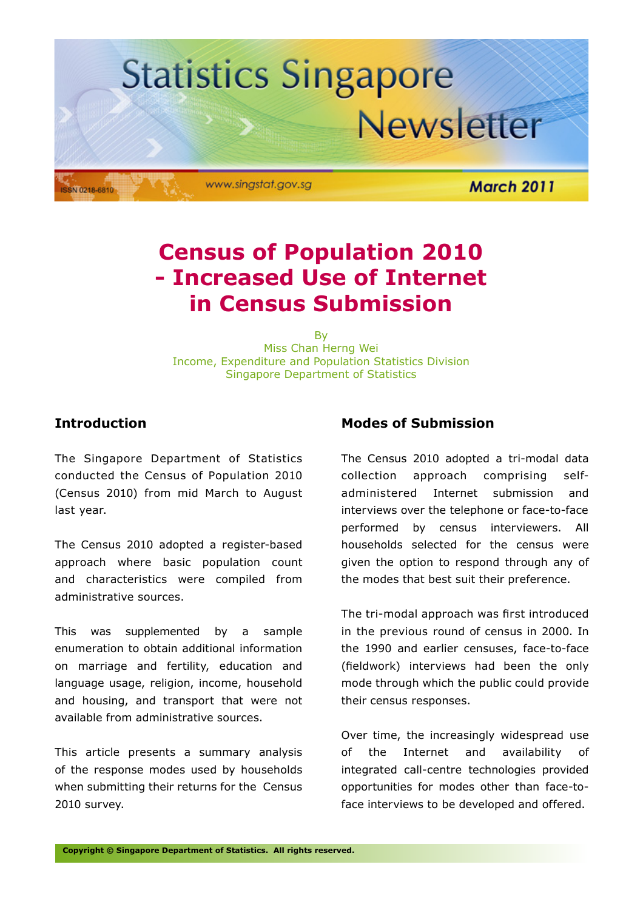# Statistics Singapore Newsletter

ISSN 0218-6810

www.singstat.gov.sg

March 2011

## Census of Population 2010 - Increased Use of Internet in Census Submission

By
Miss Chan Herng Wei
Income, Expenditure and Population Statistics Division
Singapore Department of Statistics

### Introduction

The Singapore Department of Statistics conducted the Census of Population 2010 (Census 2010) from mid March to August last year.

The Census 2010 adopted a register-based approach where basic population count and characteristics were compiled from administrative sources.

This was supplemented by a sample enumeration to obtain additional information on marriage and fertility, education and language usage, religion, income, household and housing, and transport that were not available from administrative sources.

This article presents a summary analysis of the response modes used by households when submitting their returns for the Census 2010 survey.

### Modes of Submission

The Census 2010 adopted a tri-modal data collection approach comprising self-administered Internet submission and interviews over the telephone or face-to-face performed by census interviewers. All households selected for the census were given the option to respond through any of the modes that best suit their preference.

The tri-modal approach was first introduced in the previous round of census in 2000. In the 1990 and earlier censuses, face-to-face (fieldwork) interviews had been the only mode through which the public could provide their census responses.

Over time, the increasingly widespread use of the Internet and availability of integrated call-centre technologies provided opportunities for modes other than face-to-face interviews to be developed and offered.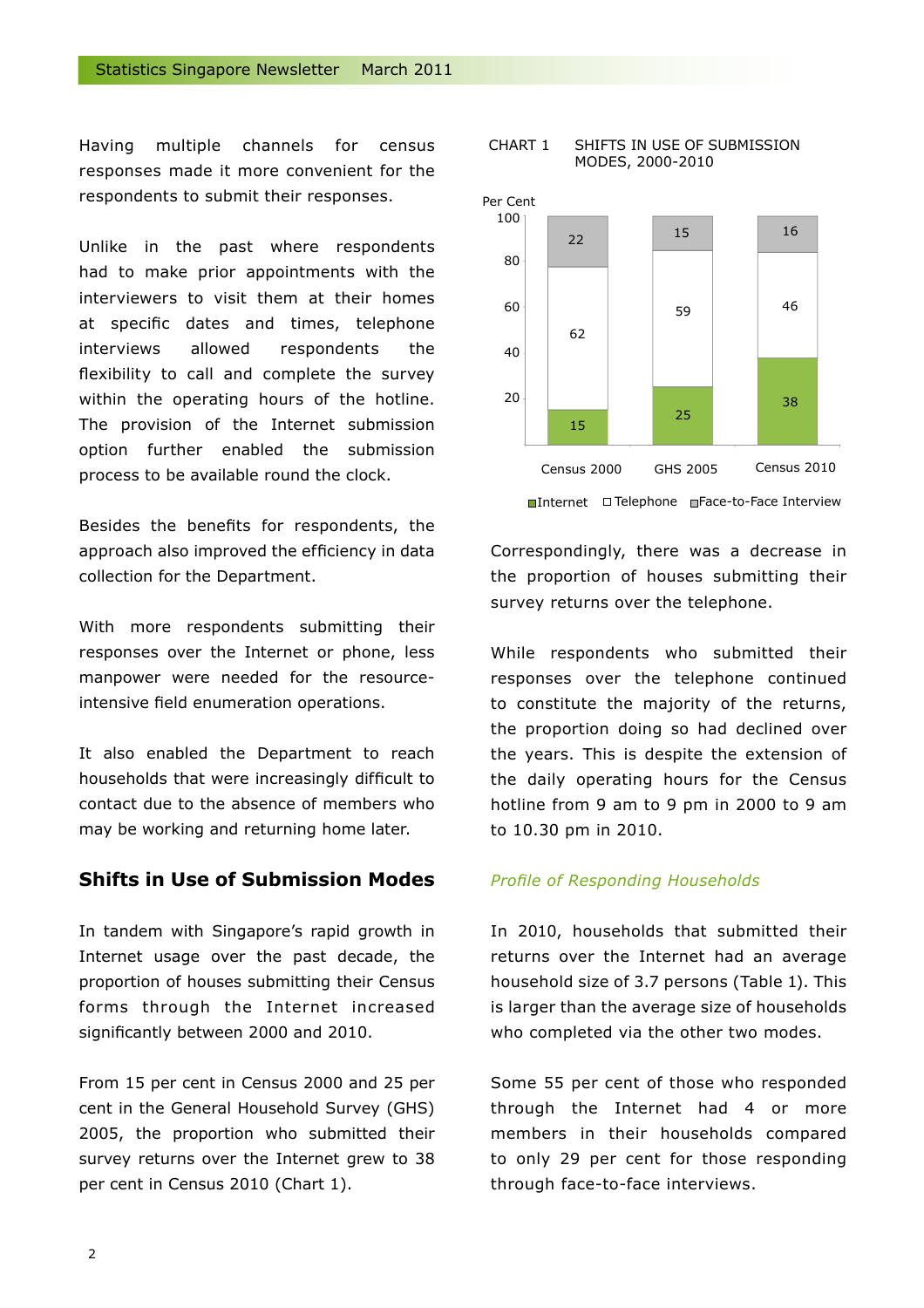Having multiple channels for census responses made it more convenient for the respondents to submit their responses.

Unlike in the past where respondents had to make prior appointments with the interviewers to visit them at their homes at specific dates and times, telephone interviews allowed respondents the flexibility to call and complete the survey within the operating hours of the hotline. The provision of the Internet submission option further enabled the submission process to be available round the clock.

Besides the benefits for respondents, the approach also improved the efficiency in data collection for the Department.

With more respondents submitting their responses over the Internet or phone, less manpower were needed for the resource-intensive field enumeration operations.

It also enabled the Department to reach households that were increasingly difficult to contact due to the absence of members who may be working and returning home later.

## Shifts in Use of Submission Modes

In tandem with Singapore's rapid growth in Internet usage over the past decade, the proportion of houses submitting their Census forms through the Internet increased significantly between 2000 and 2010.

From 15 per cent in Census 2000 and 25 per cent in the General Household Survey (GHS) 2005, the proportion who submitted their survey returns over the Internet grew to 38 per cent in Census 2010 (Chart 1).

CHART 1 SHIFTS IN USE OF SUBMISSION MODES, 2000-2010

Per Cent

| | Census 2000 | GHS 2005 | Census 2010 |
|---|---|---|---|
| Internet | 15 | 25 | 38 |
| Telephone | 62 | 59 | 46 |
| Face-to-Face Interview | 22 | 15 | 16 |

Correspondingly, there was a decrease in the proportion of houses submitting their survey returns over the telephone.

While respondents who submitted their responses over the telephone continued to constitute the majority of the returns, the proportion doing so had declined over the years. This is despite the extension of the daily operating hours for the Census hotline from 9 am to 9 pm in 2000 to 9 am to 10.30 pm in 2010.

*Profile of Responding Households*

In 2010, households that submitted their returns over the Internet had an average household size of 3.7 persons (Table 1). This is larger than the average size of households who completed via the other two modes.

Some 55 per cent of those who responded through the Internet had 4 or more members in their households compared to only 29 per cent for those responding through face-to-face interviews.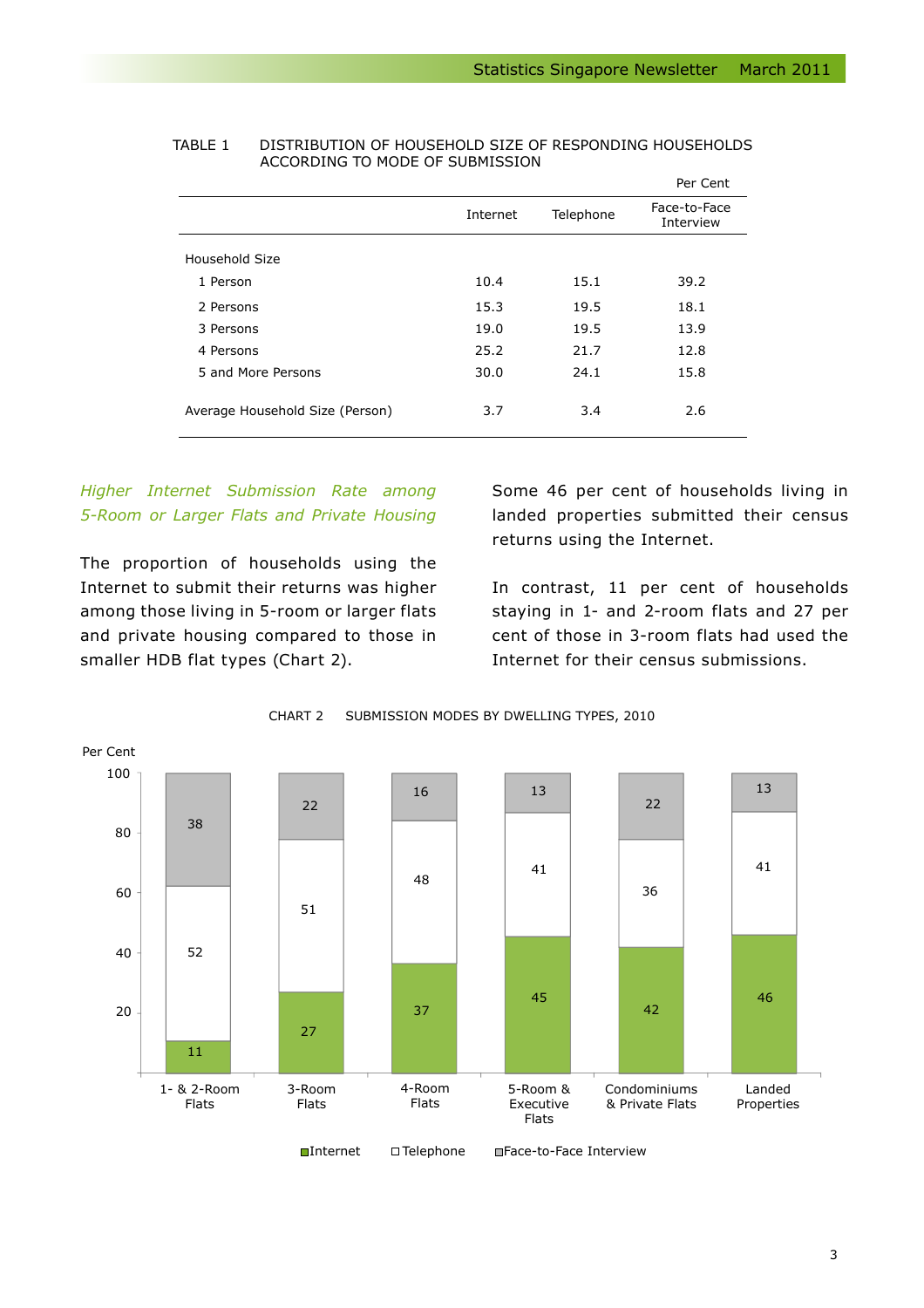TABLE 1 DISTRIBUTION OF HOUSEHOLD SIZE OF RESPONDING HOUSEHOLDS ACCORDING TO MODE OF SUBMISSION

Per Cent

| | Internet | Telephone | Face-to-Face Interview |
|---|---|---|---|
| Household Size | | | |
| 1 Person | 10.4 | 15.1 | 39.2 |
| 2 Persons | 15.3 | 19.5 | 18.1 |
| 3 Persons | 19.0 | 19.5 | 13.9 |
| 4 Persons | 25.2 | 21.7 | 12.8 |
| 5 and More Persons | 30.0 | 24.1 | 15.8 |
| Average Household Size (Person) | 3.7 | 3.4 | 2.6 |

*Higher Internet Submission Rate among 5-Room or Larger Flats and Private Housing*

The proportion of households using the Internet to submit their returns was higher among those living in 5-room or larger flats and private housing compared to those in smaller HDB flat types (Chart 2).

Some 46 per cent of households living in landed properties submitted their census returns using the Internet.

In contrast, 11 per cent of households staying in 1- and 2-room flats and 27 per cent of those in 3-room flats had used the Internet for their census submissions.

CHART 2 SUBMISSION MODES BY DWELLING TYPES, 2010

Per Cent

| | Internet | Telephone | Face-to-Face Interview |
|---|---|---|---|
| 1- & 2-Room Flats | 11 | 52 | 38 |
| 3-Room Flats | 27 | 51 | 22 |
| 4-Room Flats | 37 | 48 | 16 |
| 5-Room & Executive Flats | 45 | 41 | 13 |
| Condominiums & Private Flats | 42 | 36 | 22 |
| Landed Properties | 46 | 41 | 13 |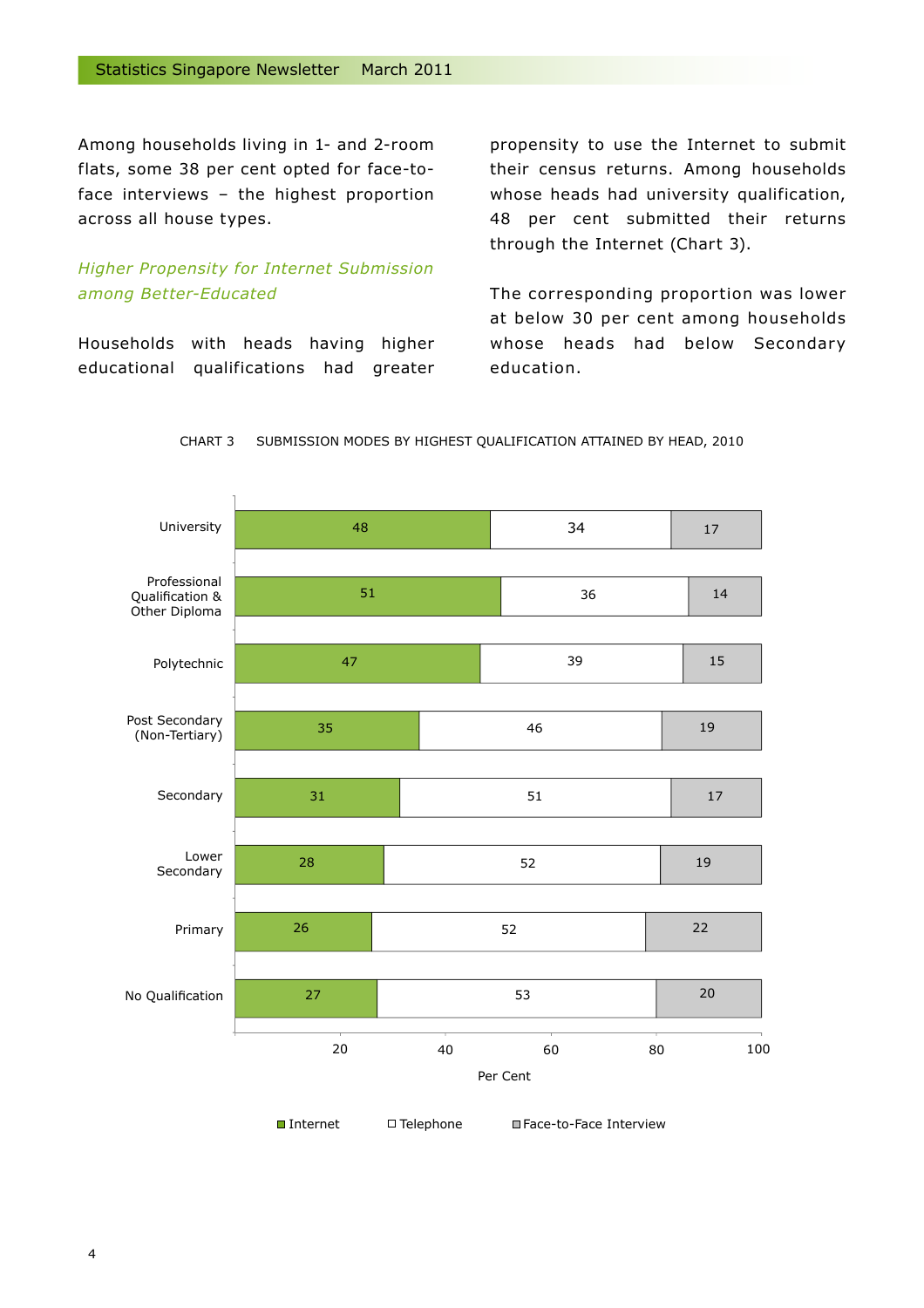Among households living in 1- and 2-room flats, some 38 per cent opted for face-to-face interviews – the highest proportion across all house types.

### *Higher Propensity for Internet Submission among Better-Educated*

Households with heads having higher educational qualifications had greater propensity to use the Internet to submit their census returns. Among households whose heads had university qualification, 48 per cent submitted their returns through the Internet (Chart 3).

The corresponding proportion was lower at below 30 per cent among households whose heads had below Secondary education.

CHART 3 SUBMISSION MODES BY HIGHEST QUALIFICATION ATTAINED BY HEAD, 2010

| Highest Qualification | Internet | Telephone | Face-to-Face Interview |
|---|---|---|---|
| University | 48 | 34 | 17 |
| Professional Qualification & Other Diploma | 51 | 36 | 14 |
| Polytechnic | 47 | 39 | 15 |
| Post Secondary (Non-Tertiary) | 35 | 46 | 19 |
| Secondary | 31 | 51 | 17 |
| Lower Secondary | 28 | 52 | 19 |
| Primary | 26 | 52 | 22 |
| No Qualification | 27 | 53 | 20 |

Per Cent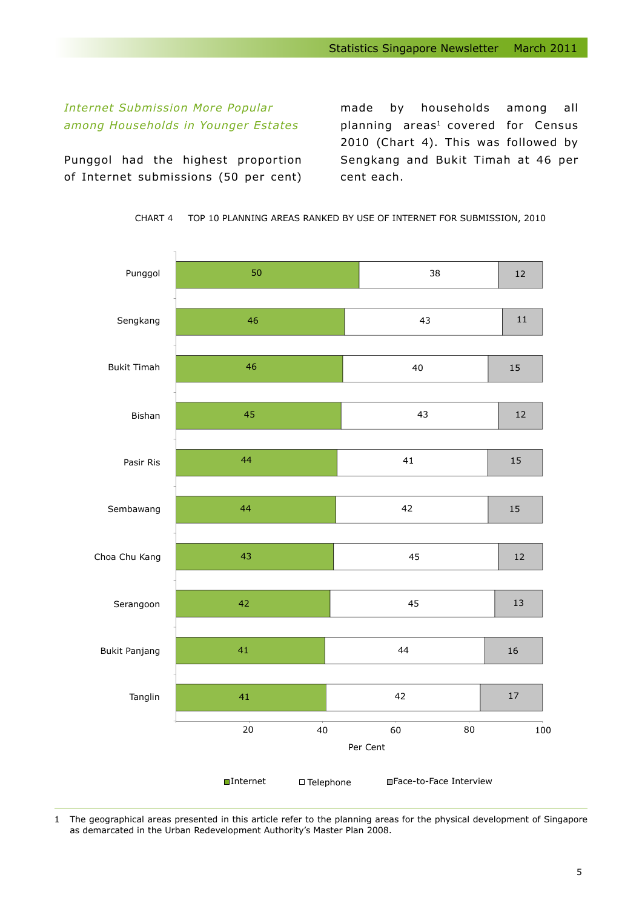*Internet Submission More Popular among Households in Younger Estates*

Punggol had the highest proportion of Internet submissions (50 per cent) made by households among all planning areas[1] covered for Census 2010 (Chart 4). This was followed by Sengkang and Bukit Timah at 46 per cent each.

CHART 4 TOP 10 PLANNING AREAS RANKED BY USE OF INTERNET FOR SUBMISSION, 2010

| Planning Area | Internet | Telephone | Face-to-Face Interview |
|---|---|---|---|
| Punggol | 50 | 38 | 12 |
| Sengkang | 46 | 43 | 11 |
| Bukit Timah | 46 | 40 | 15 |
| Bishan | 45 | 43 | 12 |
| Pasir Ris | 44 | 41 | 15 |
| Sembawang | 44 | 42 | 15 |
| Choa Chu Kang | 43 | 45 | 12 |
| Serangoon | 42 | 45 | 13 |
| Bukit Panjang | 41 | 44 | 16 |
| Tanglin | 41 | 42 | 17 |

Per Cent

1 The geographical areas presented in this article refer to the planning areas for the physical development of Singapore as demarcated in the Urban Redevelopment Authority's Master Plan 2008.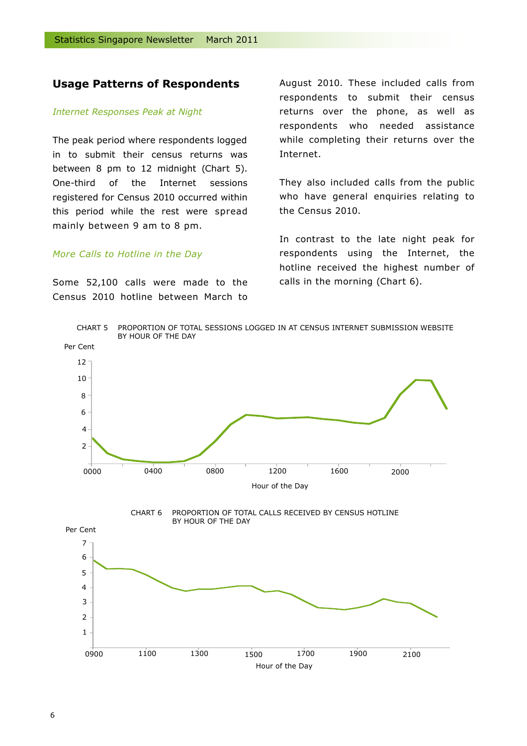## Usage Patterns of Respondents

*Internet Responses Peak at Night*

The peak period where respondents logged in to submit their census returns was between 8 pm to 12 midnight (Chart 5). One-third of the Internet sessions registered for Census 2010 occurred within this period while the rest were spread mainly between 9 am to 8 pm.

*More Calls to Hotline in the Day*

Some 52,100 calls were made to the Census 2010 hotline between March to August 2010. These included calls from respondents to submit their census returns over the phone, as well as respondents who needed assistance while completing their returns over the Internet.

They also included calls from the public who have general enquiries relating to the Census 2010.

In contrast to the late night peak for respondents using the Internet, the hotline received the highest number of calls in the morning (Chart 6).

CHART 5 PROPORTION OF TOTAL SESSIONS LOGGED IN AT CENSUS INTERNET SUBMISSION WEBSITE BY HOUR OF THE DAY

Per Cent

Hour of the Day

CHART 6 PROPORTION OF TOTAL CALLS RECEIVED BY CENSUS HOTLINE BY HOUR OF THE DAY

Per Cent

Hour of the Day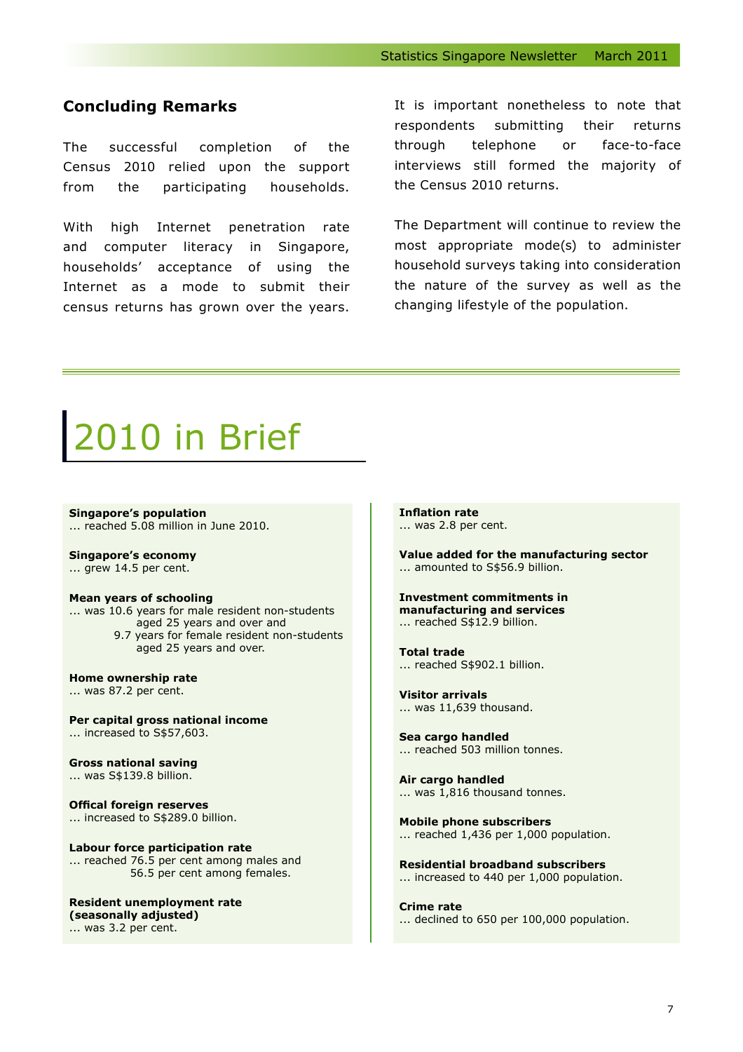## Concluding Remarks

The successful completion of the Census 2010 relied upon the support from the participating households.

With high Internet penetration rate and computer literacy in Singapore, households' acceptance of using the Internet as a mode to submit their census returns has grown over the years.

It is important nonetheless to note that respondents submitting their returns through telephone or face-to-face interviews still formed the majority of the Census 2010 returns.

The Department will continue to review the most appropriate mode(s) to administer household surveys taking into consideration the nature of the survey as well as the changing lifestyle of the population.

# 2010 in Brief

**Singapore's population**
... reached 5.08 million in June 2010.

**Singapore's economy**
... grew 14.5 per cent.

**Mean years of schooling**
... was 10.6 years for male resident non-students aged 25 years and over and
9.7 years for female resident non-students aged 25 years and over.

**Home ownership rate**
... was 87.2 per cent.

**Per capital gross national income**
... increased to S$57,603.

**Gross national saving**
... was S$139.8 billion.

**Offical foreign reserves**
... increased to S$289.0 billion.

**Labour force participation rate**
... reached 76.5 per cent among males and
56.5 per cent among females.

**Resident unemployment rate (seasonally adjusted)**
... was 3.2 per cent.

**Inflation rate**
... was 2.8 per cent.

**Value added for the manufacturing sector**
... amounted to S$56.9 billion.

**Investment commitments in manufacturing and services**
... reached S$12.9 billion.

**Total trade**
... reached S$902.1 billion.

**Visitor arrivals**
... was 11,639 thousand.

**Sea cargo handled**
... reached 503 million tonnes.

**Air cargo handled**
... was 1,816 thousand tonnes.

**Mobile phone subscribers**
... reached 1,436 per 1,000 population.

**Residential broadband subscribers**
... increased to 440 per 1,000 population.

**Crime rate**
... declined to 650 per 100,000 population.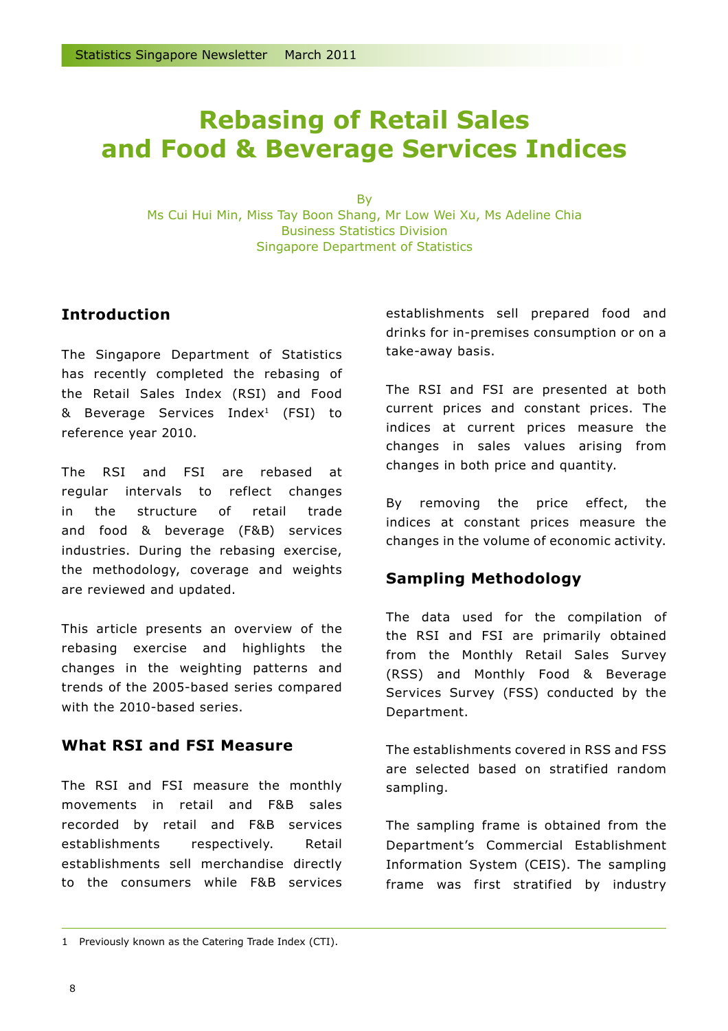# Rebasing of Retail Sales and Food & Beverage Services Indices

By
Ms Cui Hui Min, Miss Tay Boon Shang, Mr Low Wei Xu, Ms Adeline Chia
Business Statistics Division
Singapore Department of Statistics

## Introduction

The Singapore Department of Statistics has recently completed the rebasing of the Retail Sales Index (RSI) and Food & Beverage Services Index[1] (FSI) to reference year 2010.

The RSI and FSI are rebased at regular intervals to reflect changes in the structure of retail trade and food & beverage (F&B) services industries. During the rebasing exercise, the methodology, coverage and weights are reviewed and updated.

This article presents an overview of the rebasing exercise and highlights the changes in the weighting patterns and trends of the 2005-based series compared with the 2010-based series.

## What RSI and FSI Measure

The RSI and FSI measure the monthly movements in retail and F&B sales recorded by retail and F&B services establishments respectively. Retail establishments sell merchandise directly to the consumers while F&B services establishments sell prepared food and drinks for in-premises consumption or on a take-away basis.

The RSI and FSI are presented at both current prices and constant prices. The indices at current prices measure the changes in sales values arising from changes in both price and quantity.

By removing the price effect, the indices at constant prices measure the changes in the volume of economic activity.

## Sampling Methodology

The data used for the compilation of the RSI and FSI are primarily obtained from the Monthly Retail Sales Survey (RSS) and Monthly Food & Beverage Services Survey (FSS) conducted by the Department.

The establishments covered in RSS and FSS are selected based on stratified random sampling.

The sampling frame is obtained from the Department's Commercial Establishment Information System (CEIS). The sampling frame was first stratified by industry

1 Previously known as the Catering Trade Index (CTI).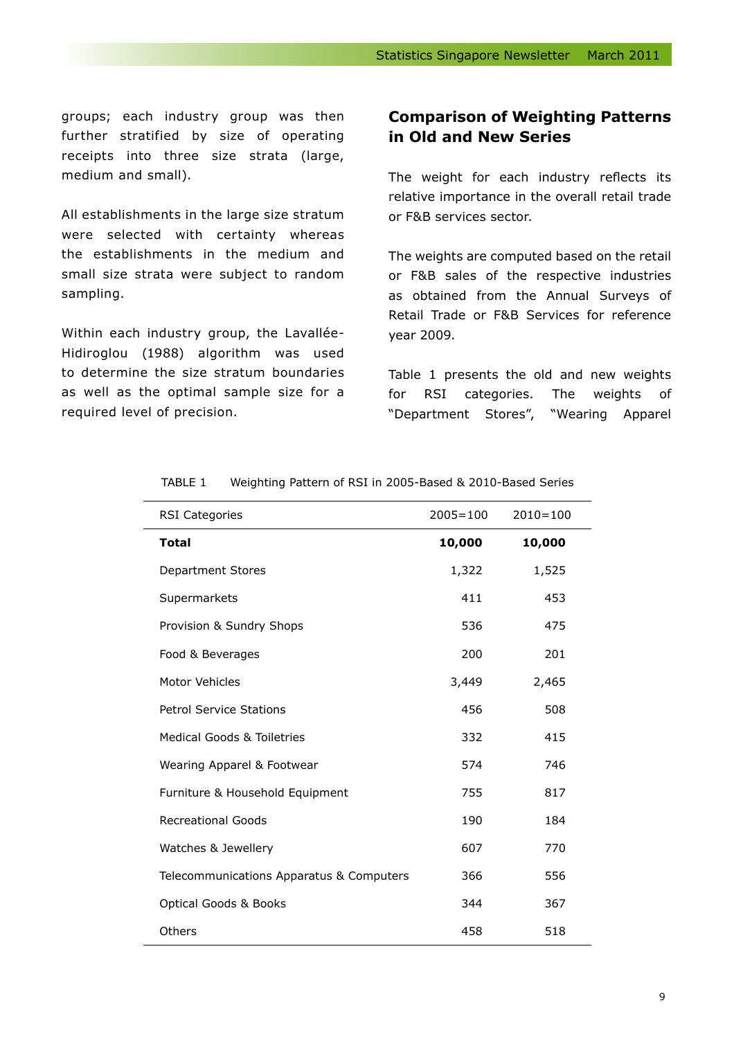groups; each industry group was then further stratified by size of operating receipts into three size strata (large, medium and small).

All establishments in the large size stratum were selected with certainty whereas the establishments in the medium and small size strata were subject to random sampling.

Within each industry group, the Lavallée-Hidiroglou (1988) algorithm was used to determine the size stratum boundaries as well as the optimal sample size for a required level of precision.

## Comparison of Weighting Patterns in Old and New Series

The weight for each industry reflects its relative importance in the overall retail trade or F&B services sector.

The weights are computed based on the retail or F&B sales of the respective industries as obtained from the Annual Surveys of Retail Trade or F&B Services for reference year 2009.

Table 1 presents the old and new weights for RSI categories. The weights of "Department Stores", "Wearing Apparel

TABLE 1 Weighting Pattern of RSI in 2005-Based & 2010-Based Series

| RSI Categories | 2005=100 | 2010=100 |
|---|---|---|
| **Total** | **10,000** | **10,000** |
| Department Stores | 1,322 | 1,525 |
| Supermarkets | 411 | 453 |
| Provision & Sundry Shops | 536 | 475 |
| Food & Beverages | 200 | 201 |
| Motor Vehicles | 3,449 | 2,465 |
| Petrol Service Stations | 456 | 508 |
| Medical Goods & Toiletries | 332 | 415 |
| Wearing Apparel & Footwear | 574 | 746 |
| Furniture & Household Equipment | 755 | 817 |
| Recreational Goods | 190 | 184 |
| Watches & Jewellery | 607 | 770 |
| Telecommunications Apparatus & Computers | 366 | 556 |
| Optical Goods & Books | 344 | 367 |
| Others | 458 | 518 |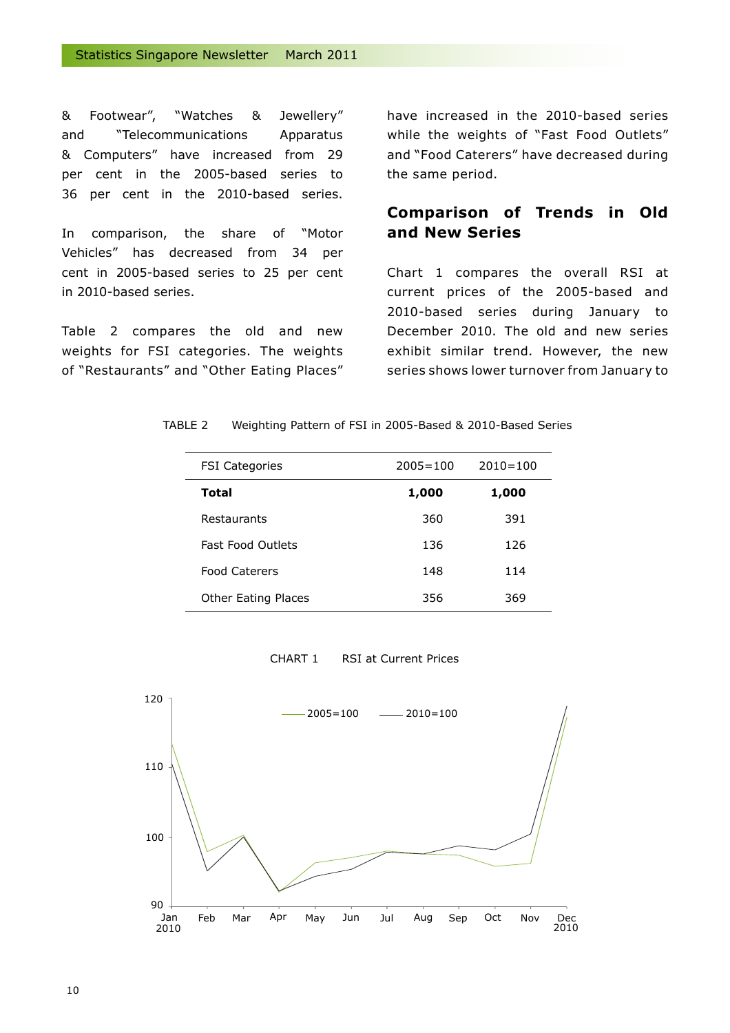& Footwear", "Watches & Jewellery" and "Telecommunications Apparatus & Computers" have increased from 29 per cent in the 2005-based series to 36 per cent in the 2010-based series.

In comparison, the share of "Motor Vehicles" has decreased from 34 per cent in 2005-based series to 25 per cent in 2010-based series.

Table 2 compares the old and new weights for FSI categories. The weights of "Restaurants" and "Other Eating Places" have increased in the 2010-based series while the weights of "Fast Food Outlets" and "Food Caterers" have decreased during the same period.

## Comparison of Trends in Old and New Series

Chart 1 compares the overall RSI at current prices of the 2005-based and 2010-based series during January to December 2010. The old and new series exhibit similar trend. However, the new series shows lower turnover from January to

TABLE 2 Weighting Pattern of FSI in 2005-Based & 2010-Based Series

| FSI Categories | 2005=100 | 2010=100 |
|---|---|---|
| **Total** | **1,000** | **1,000** |
| Restaurants | 360 | 391 |
| Fast Food Outlets | 136 | 126 |
| Food Caterers | 148 | 114 |
| Other Eating Places | 356 | 369 |

CHART 1 RSI at Current Prices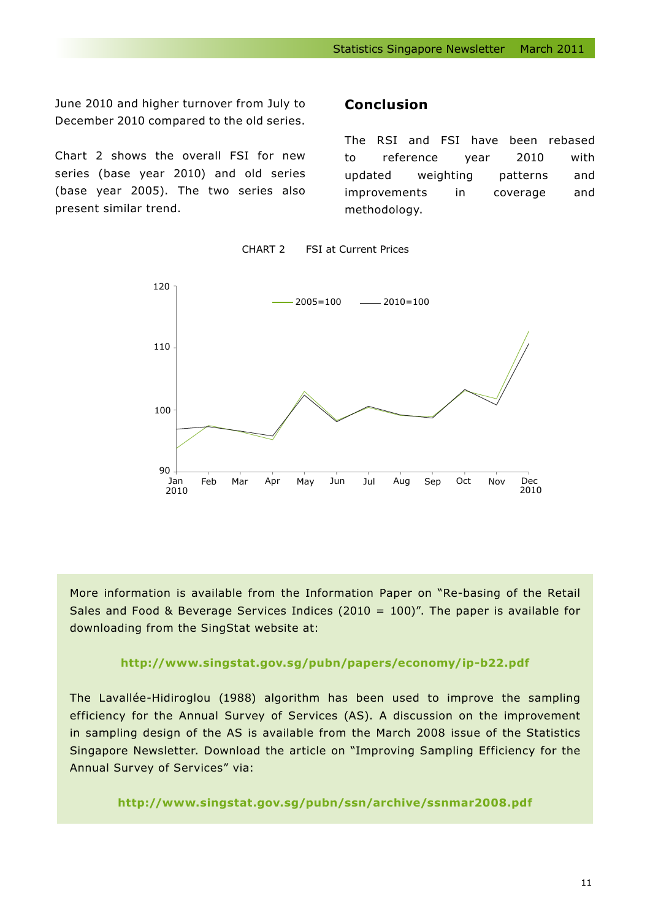June 2010 and higher turnover from July to December 2010 compared to the old series.

Chart 2 shows the overall FSI for new series (base year 2010) and old series (base year 2005). The two series also present similar trend.

## Conclusion

The RSI and FSI have been rebased to reference year 2010 with updated weighting patterns and improvements in coverage and methodology.

CHART 2 FSI at Current Prices

More information is available from the Information Paper on "Re-basing of the Retail Sales and Food & Beverage Services Indices (2010 = 100)". The paper is available for downloading from the SingStat website at:

**http://www.singstat.gov.sg/pubn/papers/economy/ip-b22.pdf**

The Lavallée-Hidiroglou (1988) algorithm has been used to improve the sampling efficiency for the Annual Survey of Services (AS). A discussion on the improvement in sampling design of the AS is available from the March 2008 issue of the Statistics Singapore Newsletter. Download the article on "Improving Sampling Efficiency for the Annual Survey of Services" via:

**http://www.singstat.gov.sg/pubn/ssn/archive/ssnmar2008.pdf**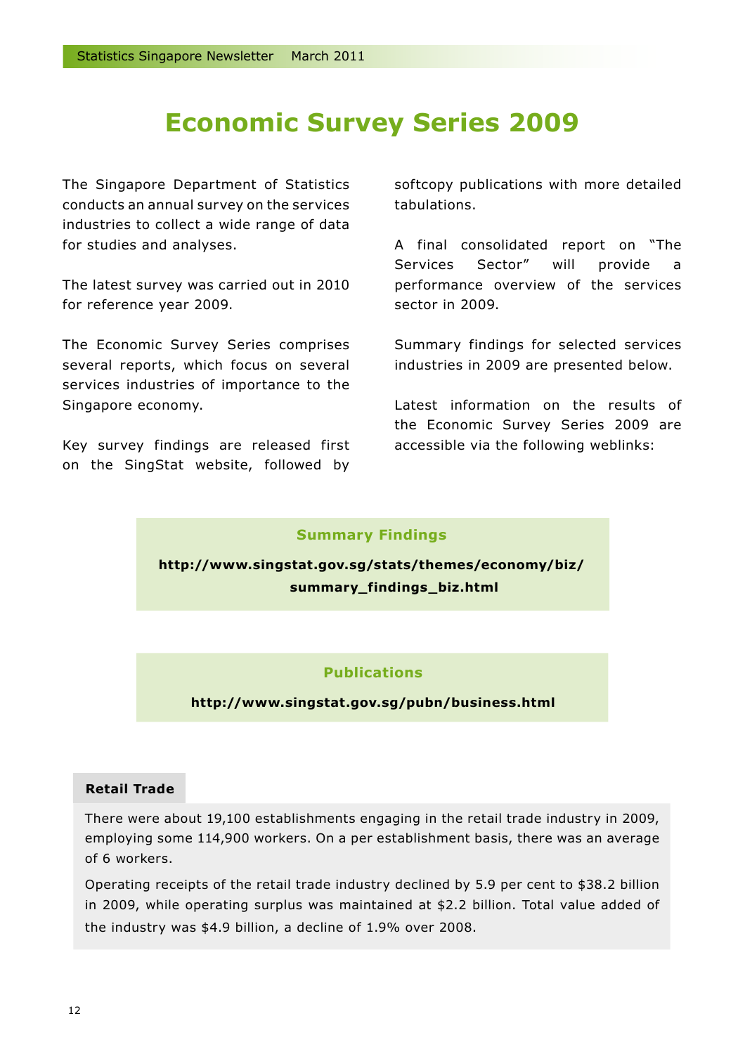# Economic Survey Series 2009

The Singapore Department of Statistics conducts an annual survey on the services industries to collect a wide range of data for studies and analyses.

The latest survey was carried out in 2010 for reference year 2009.

The Economic Survey Series comprises several reports, which focus on several services industries of importance to the Singapore economy.

Key survey findings are released first on the SingStat website, followed by softcopy publications with more detailed tabulations.

A final consolidated report on "The Services Sector" will provide a performance overview of the services sector in 2009.

Summary findings for selected services industries in 2009 are presented below.

Latest information on the results of the Economic Survey Series 2009 are accessible via the following weblinks:

**Summary Findings**

**http://www.singstat.gov.sg/stats/themes/economy/biz/summary_findings_biz.html**

**Publications**

**http://www.singstat.gov.sg/pubn/business.html**

**Retail Trade**

There were about 19,100 establishments engaging in the retail trade industry in 2009, employing some 114,900 workers. On a per establishment basis, there was an average of 6 workers.

Operating receipts of the retail trade industry declined by 5.9 per cent to $38.2 billion in 2009, while operating surplus was maintained at $2.2 billion. Total value added of the industry was $4.9 billion, a decline of 1.9% over 2008.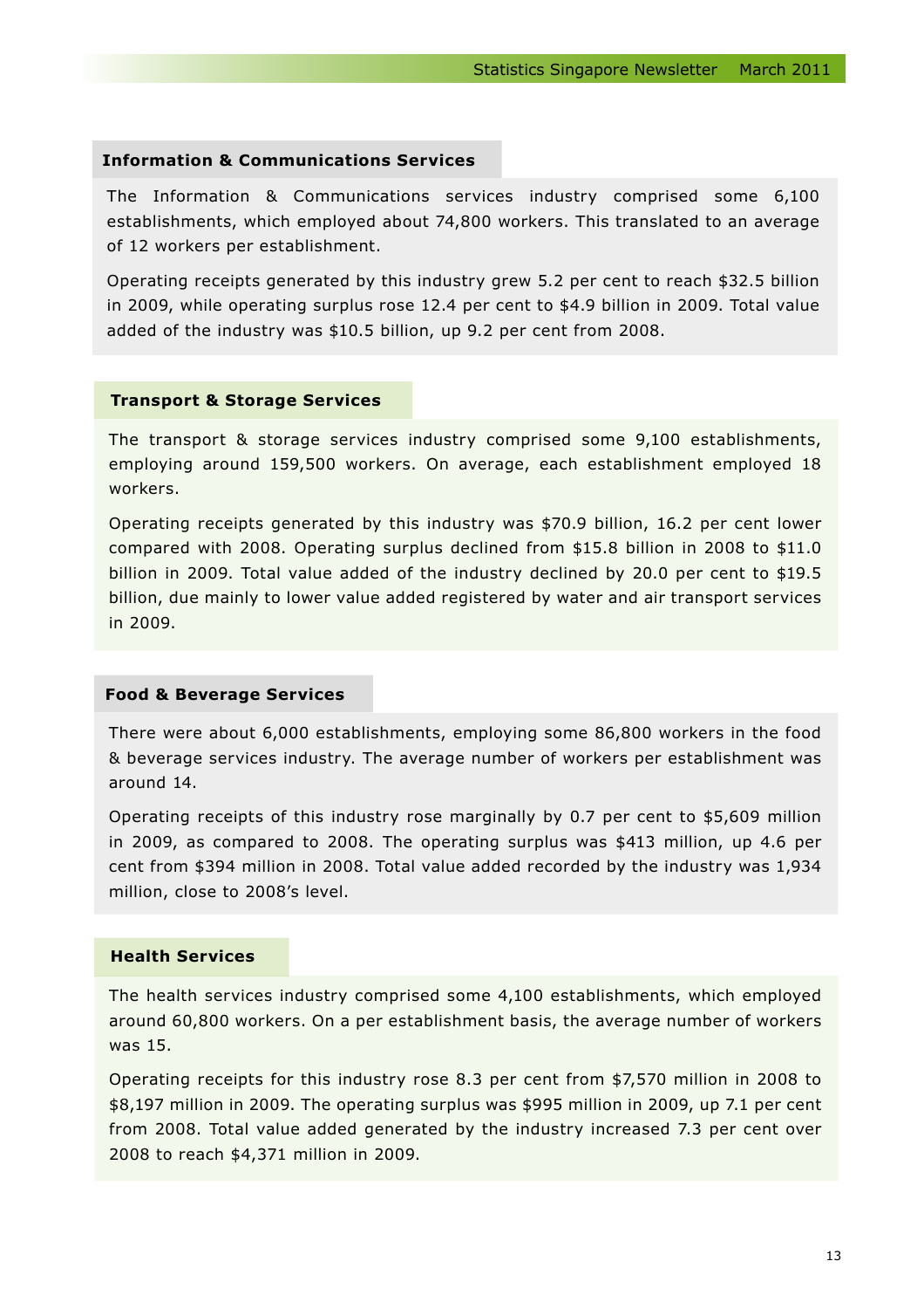### Information & Communications Services

The Information & Communications services industry comprised some 6,100 establishments, which employed about 74,800 workers. This translated to an average of 12 workers per establishment.

Operating receipts generated by this industry grew 5.2 per cent to reach $32.5 billion in 2009, while operating surplus rose 12.4 per cent to $4.9 billion in 2009. Total value added of the industry was $10.5 billion, up 9.2 per cent from 2008.

### Transport & Storage Services

The transport & storage services industry comprised some 9,100 establishments, employing around 159,500 workers. On average, each establishment employed 18 workers.

Operating receipts generated by this industry was $70.9 billion, 16.2 per cent lower compared with 2008. Operating surplus declined from $15.8 billion in 2008 to $11.0 billion in 2009. Total value added of the industry declined by 20.0 per cent to $19.5 billion, due mainly to lower value added registered by water and air transport services in 2009.

### Food & Beverage Services

There were about 6,000 establishments, employing some 86,800 workers in the food & beverage services industry. The average number of workers per establishment was around 14.

Operating receipts of this industry rose marginally by 0.7 per cent to $5,609 million in 2009, as compared to 2008. The operating surplus was $413 million, up 4.6 per cent from $394 million in 2008. Total value added recorded by the industry was 1,934 million, close to 2008's level.

### Health Services

The health services industry comprised some 4,100 establishments, which employed around 60,800 workers. On a per establishment basis, the average number of workers was 15.

Operating receipts for this industry rose 8.3 per cent from $7,570 million in 2008 to $8,197 million in 2009. The operating surplus was $995 million in 2009, up 7.1 per cent from 2008. Total value added generated by the industry increased 7.3 per cent over 2008 to reach $4,371 million in 2009.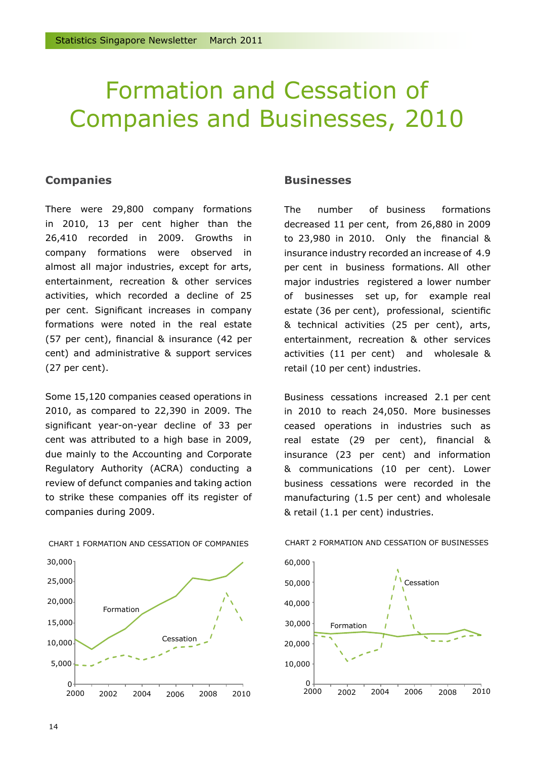# Formation and Cessation of Companies and Businesses, 2010

## Companies

There were 29,800 company formations in 2010, 13 per cent higher than the 26,410 recorded in 2009. Growths in company formations were observed in almost all major industries, except for arts, entertainment, recreation & other services activities, which recorded a decline of 25 per cent. Significant increases in company formations were noted in the real estate (57 per cent), financial & insurance (42 per cent) and administrative & support services (27 per cent).

Some 15,120 companies ceased operations in 2010, as compared to 22,390 in 2009. The significant year-on-year decline of 33 per cent was attributed to a high base in 2009, due mainly to the Accounting and Corporate Regulatory Authority (ACRA) conducting a review of defunct companies and taking action to strike these companies off its register of companies during 2009.

CHART 1 FORMATION AND CESSATION OF COMPANIES

## Businesses

The number of business formations decreased 11 per cent, from 26,880 in 2009 to 23,980 in 2010. Only the financial & insurance industry recorded an increase of 4.9 per cent in business formations. All other major industries registered a lower number of businesses set up, for example real estate (36 per cent), professional, scientific & technical activities (25 per cent), arts, entertainment, recreation & other services activities (11 per cent) and wholesale & retail (10 per cent) industries.

Business cessations increased 2.1 per cent in 2010 to reach 24,050. More businesses ceased operations in industries such as real estate (29 per cent), financial & insurance (23 per cent) and information & communications (10 per cent). Lower business cessations were recorded in the manufacturing (1.5 per cent) and wholesale & retail (1.1 per cent) industries.

CHART 2 FORMATION AND CESSATION OF BUSINESSES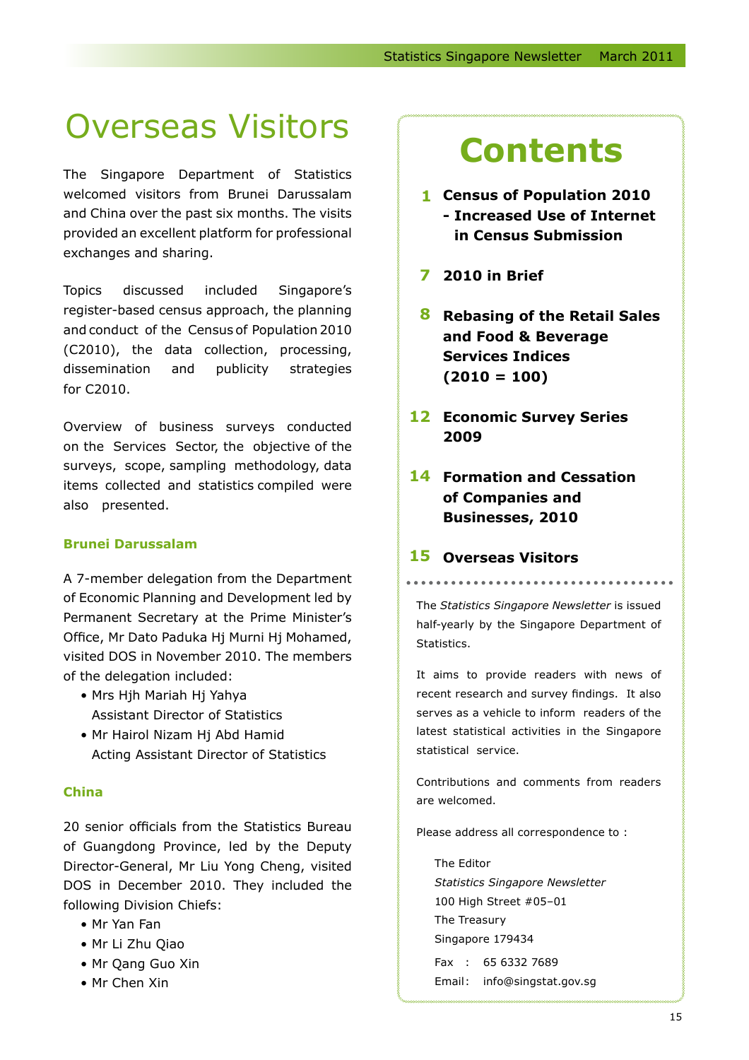# Overseas Visitors

The Singapore Department of Statistics welcomed visitors from Brunei Darussalam and China over the past six months. The visits provided an excellent platform for professional exchanges and sharing.

Topics discussed included Singapore's register-based census approach, the planning and conduct of the Census of Population 2010 (C2010), the data collection, processing, dissemination and publicity strategies for C2010.

Overview of business surveys conducted on the Services Sector, the objective of the surveys, scope, sampling methodology, data items collected and statistics compiled were also presented.

### Brunei Darussalam

A 7-member delegation from the Department of Economic Planning and Development led by Permanent Secretary at the Prime Minister's Office, Mr Dato Paduka Hj Murni Hj Mohamed, visited DOS in November 2010. The members of the delegation included:

- Mrs Hjh Mariah Hj Yahya
  Assistant Director of Statistics
- Mr Hairol Nizam Hj Abd Hamid
  Acting Assistant Director of Statistics

### China

20 senior officials from the Statistics Bureau of Guangdong Province, led by the Deputy Director-General, Mr Liu Yong Cheng, visited DOS in December 2010. They included the following Division Chiefs:

- Mr Yan Fan
- Mr Li Zhu Qiao
- Mr Qang Guo Xin
- Mr Chen Xin

## Contents

**1** **Census of Population 2010 - Increased Use of Internet in Census Submission**

**7** **2010 in Brief**

**8** **Rebasing of the Retail Sales and Food & Beverage Services Indices (2010 = 100)**

**12** **Economic Survey Series 2009**

**14** **Formation and Cessation of Companies and Businesses, 2010**

**15** **Overseas Visitors**

The *Statistics Singapore Newsletter* is issued half-yearly by the Singapore Department of Statistics.

It aims to provide readers with news of recent research and survey findings. It also serves as a vehicle to inform readers of the latest statistical activities in the Singapore statistical service.

Contributions and comments from readers are welcomed.

Please address all correspondence to :

The Editor
*Statistics Singapore Newsletter*
100 High Street #05–01
The Treasury
Singapore 179434

Fax : 65 6332 7689
Email: info@singstat.gov.sg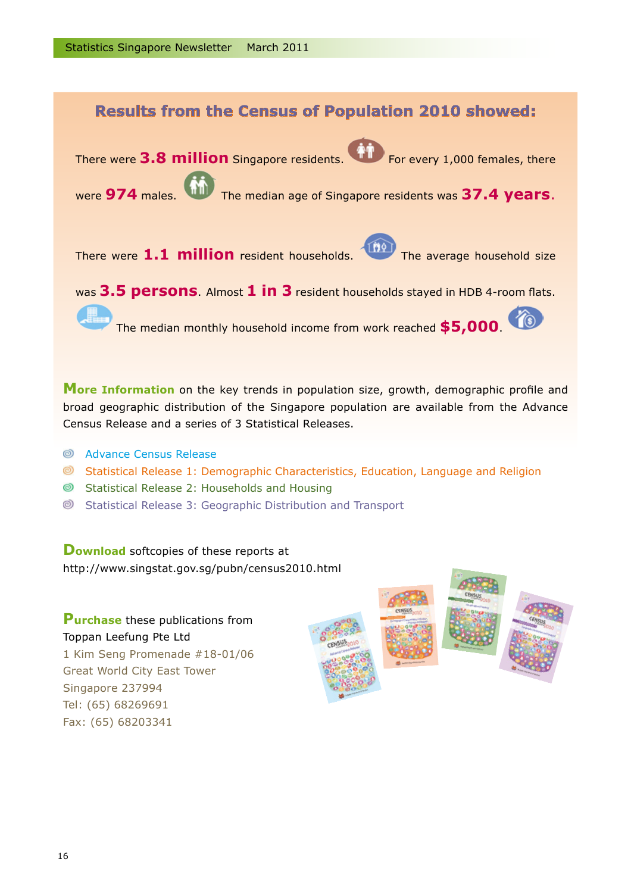## Results from the Census of Population 2010 showed:

There were **3.8 million** Singapore residents. For every 1,000 females, there were **974** males. The median age of Singapore residents was **37.4 years**.

There were **1.1 million** resident households. The average household size was **3.5 persons**. Almost **1 in 3** resident households stayed in HDB 4-room flats. The median monthly household income from work reached **$5,000**.

**More Information** on the key trends in population size, growth, demographic profile and broad geographic distribution of the Singapore population are available from the Advance Census Release and a series of 3 Statistical Releases.

- Advance Census Release
- Statistical Release 1: Demographic Characteristics, Education, Language and Religion
- Statistical Release 2: Households and Housing
- Statistical Release 3: Geographic Distribution and Transport

**Download** softcopies of these reports at
http://www.singstat.gov.sg/pubn/census2010.html

**Purchase** these publications from
Toppan Leefung Pte Ltd
1 Kim Seng Promenade #18-01/06
Great World City East Tower
Singapore 237994
Tel: (65) 68269691
Fax: (65) 68203341